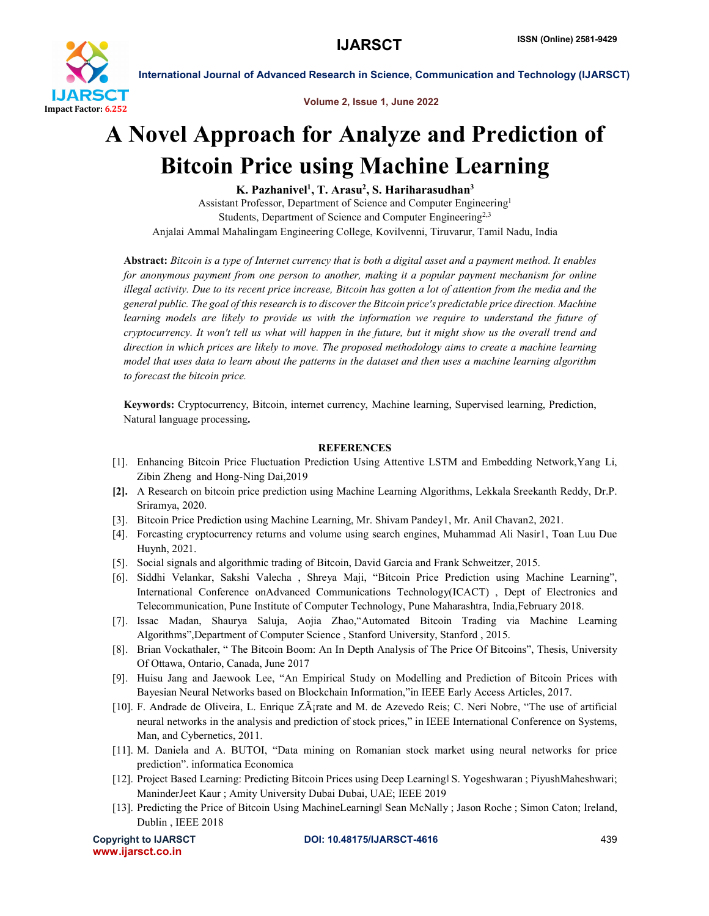# A Novel Approach for Analyze and Prediction of Bitcoin Price using Machine Learning

**K. Pazhanivel[1], T. Arasu[2], S. Hariharasudhan[3]**

Assistant Professor, Department of Science and Computer Engineering[1]

Students, Department of Science and Computer Engineering[2,3]

Anjalai Ammal Mahalingam Engineering College, Kovilvenni, Tiruvarur, Tamil Nadu, India

**Abstract:** *Bitcoin is a type of Internet currency that is both a digital asset and a payment method. It enables for anonymous payment from one person to another, making it a popular payment mechanism for online illegal activity. Due to its recent price increase, Bitcoin has gotten a lot of attention from the media and the general public. The goal of this research is to discover the Bitcoin price's predictable price direction. Machine learning models are likely to provide us with the information we require to understand the future of cryptocurrency. It won't tell us what will happen in the future, but it might show us the overall trend and direction in which prices are likely to move. The proposed methodology aims to create a machine learning model that uses data to learn about the patterns in the dataset and then uses a machine learning algorithm to forecast the bitcoin price.*

**Keywords:** Cryptocurrency, Bitcoin, internet currency, Machine learning, Supervised learning, Prediction, Natural language processing**.**

## REFERENCES

[1]. Enhancing Bitcoin Price Fluctuation Prediction Using Attentive LSTM and Embedding Network,Yang Li, Zibin Zheng and Hong-Ning Dai,2019

**[2].** A Research on bitcoin price prediction using Machine Learning Algorithms, Lekkala Sreekanth Reddy, Dr.P. Sriramya, 2020.

[3]. Bitcoin Price Prediction using Machine Learning, Mr. Shivam Pandey1, Mr. Anil Chavan2, 2021.

[4]. Forcasting cryptocurrency returns and volume using search engines, Muhammad Ali Nasir1, Toan Luu Due Huynh, 2021.

[5]. Social signals and algorithmic trading of Bitcoin, David Garcia and Frank Schweitzer, 2015.

[6]. Siddhi Velankar, Sakshi Valecha , Shreya Maji, "Bitcoin Price Prediction using Machine Learning", International Conference onAdvanced Communications Technology(ICACT) , Dept of Electronics and Telecommunication, Pune Institute of Computer Technology, Pune Maharashtra, India,February 2018.

[7]. Issac Madan, Shaurya Saluja, Aojia Zhao,"Automated Bitcoin Trading via Machine Learning Algorithms",Department of Computer Science , Stanford University, Stanford , 2015.

[8]. Brian Vockathaler, " The Bitcoin Boom: An In Depth Analysis of The Price Of Bitcoins", Thesis, University Of Ottawa, Ontario, Canada, June 2017

[9]. Huisu Jang and Jaewook Lee, "An Empirical Study on Modelling and Prediction of Bitcoin Prices with Bayesian Neural Networks based on Blockchain Information,"in IEEE Early Access Articles, 2017.

[10]. F. Andrade de Oliveira, L. Enrique ZÃ¡rate and M. de Azevedo Reis; C. Neri Nobre, "The use of artificial neural networks in the analysis and prediction of stock prices," in IEEE International Conference on Systems, Man, and Cybernetics, 2011.

[11]. M. Daniela and A. BUTOI, "Data mining on Romanian stock market using neural networks for price prediction". informatica Economica

[12]. Project Based Learning: Predicting Bitcoin Prices using Deep Learning‖ S. Yogeshwaran ; PiyushMaheshwari; ManinderJeet Kaur ; Amity University Dubai Dubai, UAE; IEEE 2019

[13]. Predicting the Price of Bitcoin Using MachineLearning‖ Sean McNally ; Jason Roche ; Simon Caton; Ireland, Dublin , IEEE 2018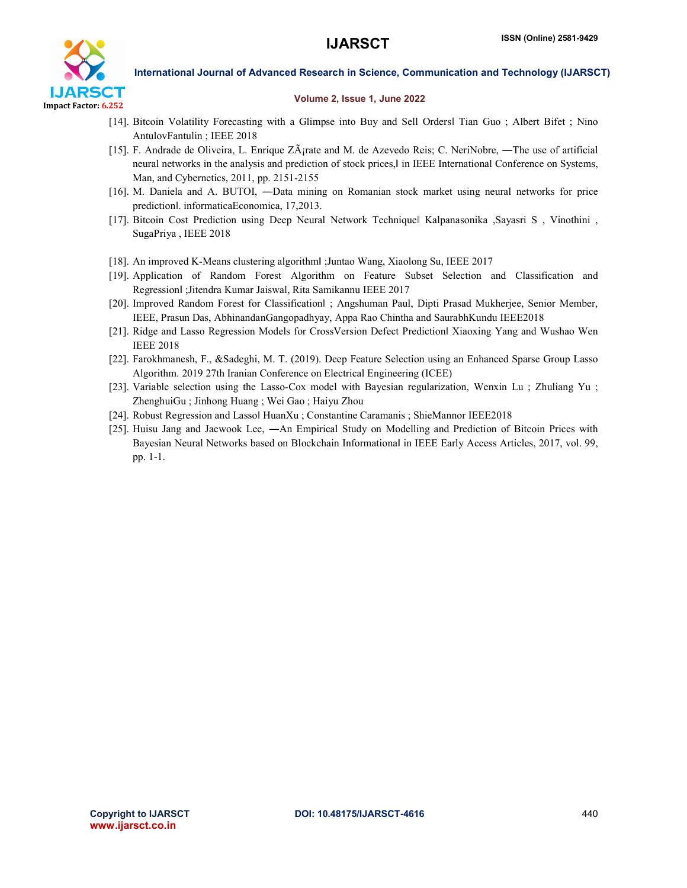[14]. Bitcoin Volatility Forecasting with a Glimpse into Buy and Sell Orders‖ Tian Guo ; Albert Bifet ; Nino AntulovFantulin ; IEEE 2018

[15]. F. Andrade de Oliveira, L. Enrique ZÃ¡rate and M. de Azevedo Reis; C. NeriNobre, ―The use of artificial neural networks in the analysis and prediction of stock prices,‖ in IEEE International Conference on Systems, Man, and Cybernetics, 2011, pp. 2151-2155

[16]. M. Daniela and A. BUTOI, ―Data mining on Romanian stock market using neural networks for price prediction‖. informaticaEconomica, 17,2013.

[17]. Bitcoin Cost Prediction using Deep Neural Network Technique‖ Kalpanasonika ,Sayasri S , Vinothini , SugaPriya , IEEE 2018

[18]. An improved K-Means clustering algorithm‖ ;Juntao Wang, Xiaolong Su, IEEE 2017

[19]. Application of Random Forest Algorithm on Feature Subset Selection and Classification and Regression‖ ;Jitendra Kumar Jaiswal, Rita Samikannu IEEE 2017

[20]. Improved Random Forest for Classification‖ ; Angshuman Paul, Dipti Prasad Mukherjee, Senior Member, IEEE, Prasun Das, AbhinandanGangopadhyay, Appa Rao Chintha and SaurabhKundu IEEE2018

[21]. Ridge and Lasso Regression Models for CrossVersion Defect Prediction‖ Xiaoxing Yang and Wushao Wen IEEE 2018

[22]. Farokhmanesh, F., &Sadeghi, M. T. (2019). Deep Feature Selection using an Enhanced Sparse Group Lasso Algorithm. 2019 27th Iranian Conference on Electrical Engineering (ICEE)

[23]. Variable selection using the Lasso-Cox model with Bayesian regularization, Wenxin Lu ; Zhuliang Yu ; ZhenghuiGu ; Jinhong Huang ; Wei Gao ; Haiyu Zhou

[24]. Robust Regression and Lasso‖ HuanXu ; Constantine Caramanis ; ShieMannor IEEE2018

[25]. Huisu Jang and Jaewook Lee, ―An Empirical Study on Modelling and Prediction of Bitcoin Prices with Bayesian Neural Networks based on Blockchain Information‖ in IEEE Early Access Articles, 2017, vol. 99, pp. 1-1.